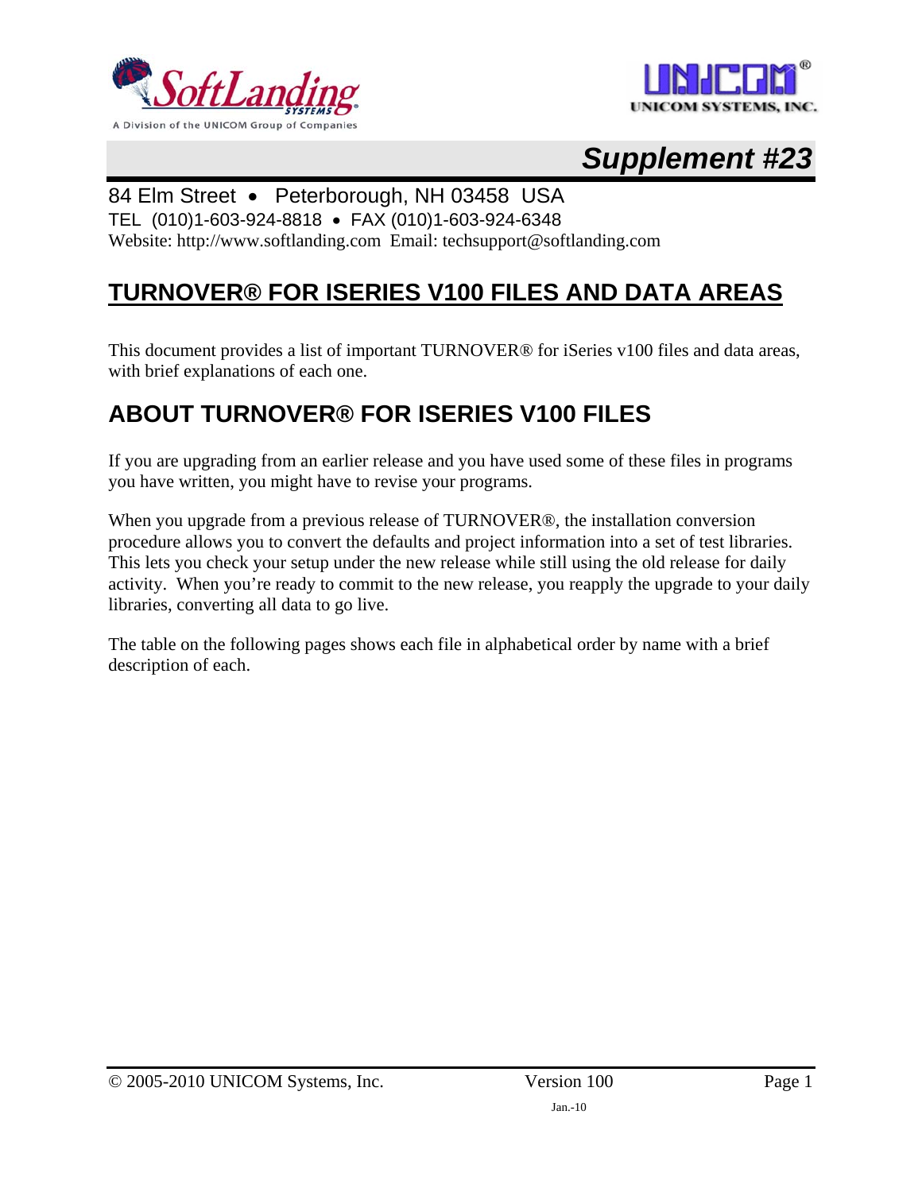# Supplement #23

84 Elm Street • Peterborough, NH 03458 USA
TEL (010)1-603-924-8818 • FAX (010)1-603-924-6348
Website: http://www.softlanding.com Email: techsupport@softlanding.com

## TURNOVER® FOR ISERIES V100 FILES AND DATA AREAS

This document provides a list of important TURNOVER® for iSeries v100 files and data areas, with brief explanations of each one.

## ABOUT TURNOVER® FOR ISERIES V100 FILES

If you are upgrading from an earlier release and you have used some of these files in programs you have written, you might have to revise your programs.

When you upgrade from a previous release of TURNOVER®, the installation conversion procedure allows you to convert the defaults and project information into a set of test libraries. This lets you check your setup under the new release while still using the old release for daily activity. When you're ready to commit to the new release, you reapply the upgrade to your daily libraries, converting all data to go live.

The table on the following pages shows each file in alphabetical order by name with a brief description of each.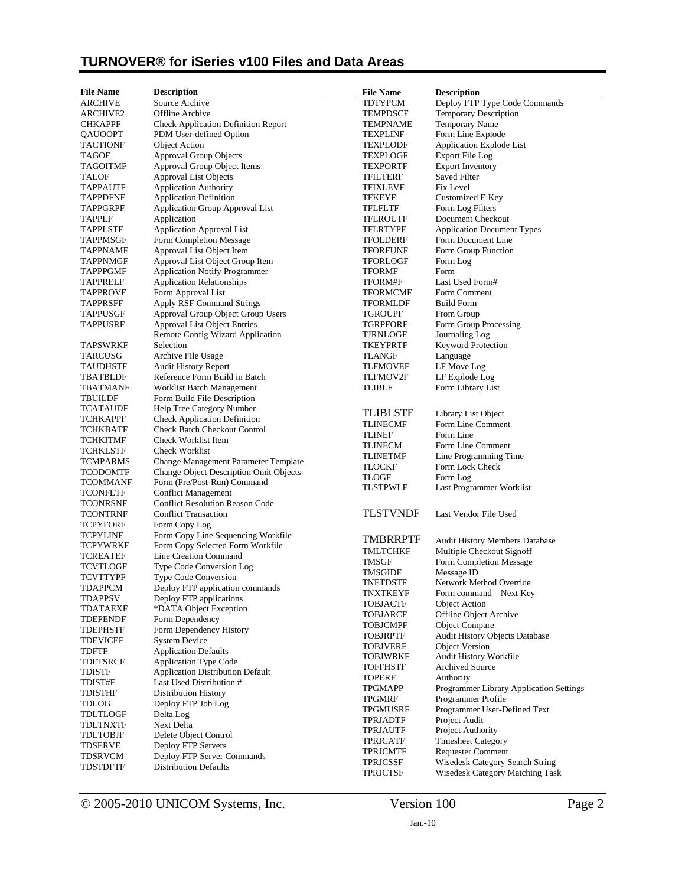# TURNOVER® for iSeries v100 Files and Data Areas

| File Name | Description |
|---|---|
| ARCHIVE | Source Archive |
| ARCHIVE2 | Offline Archive |
| CHKAPPF | Check Application Definition Report |
| QAUOOPT | PDM User-defined Option |
| TACTIONF | Object Action |
| TAGOF | Approval Group Objects |
| TAGOITMF | Approval Group Object Items |
| TALOF | Approval List Objects |
| TAPPAUTF | Application Authority |
| TAPPDFNF | Application Definition |
| TAPPGRPF | Application Group Approval List |
| TAPPLF | Application |
| TAPPLSTF | Application Approval List |
| TAPPMSGF | Form Completion Message |
| TAPPNAMF | Approval List Object Item |
| TAPPNMGF | Approval List Object Group Item |
| TAPPPGMF | Application Notify Programmer |
| TAPPRELF | Application Relationships |
| TAPPROVF | Form Approval List |
| TAPPRSFF | Apply RSF Command Strings |
| TAPPUSGF | Approval Group Object Group Users |
| TAPPUSRF | Approval List Object Entries |
| TAPSWRKF | Remote Config Wizard Application Selection |
| TARCUSG | Archive File Usage |
| TAUDHSTF | Audit History Report |
| TBATBLDF | Reference Form Build in Batch |
| TBATMANF | Worklist Batch Management |
| TBUILDF | Form Build File Description |
| TCATAUDF | Help Tree Category Number |
| TCHKAPPF | Check Application Definition |
| TCHKBATF | Check Batch Checkout Control |
| TCHKITMF | Check Worklist Item |
| TCHKLSTF | Check Worklist |
| TCMPARMS | Change Management Parameter Template |
| TCODOMTF | Change Object Description Omit Objects |
| TCOMMANF | Form (Pre/Post-Run) Command |
| TCONFLTF | Conflict Management |
| TCONRSNF | Conflict Resolution Reason Code |
| TCONTRNF | Conflict Transaction |
| TCPYFORF | Form Copy Log |
| TCPYLINF | Form Copy Line Sequencing Workfile |
| TCPYWRKF | Form Copy Selected Form Workfile |
| TCREATEF | Line Creation Command |
| TCVTLOGF | Type Code Conversion Log |
| TCVTTYPF | Type Code Conversion |
| TDAPPCM | Deploy FTP application commands |
| TDAPPSV | Deploy FTP applications |
| TDATAEXF | *DATA Object Exception |
| TDEPENDF | Form Dependency |
| TDEPHSTF | Form Dependency History |
| TDEVICEF | System Device |
| TDFTF | Application Defaults |
| TDFTSRCF | Application Type Code |
| TDISTF | Application Distribution Default |
| TDIST#F | Last Used Distribution # |
| TDISTHF | Distribution History |
| TDLOG | Deploy FTP Job Log |
| TDLTLOGF | Delta Log |
| TDLTNXTF | Next Delta |
| TDLTOBJF | Delete Object Control |
| TDSERVE | Deploy FTP Servers |
| TDSRVCM | Deploy FTP Server Commands |
| TDSTDFTF | Distribution Defaults |
| TDTYPCM | Deploy FTP Type Code Commands |
| TEMPDSCF | Temporary Description |
| TEMPNAME | Temporary Name |
| TEXPLINF | Form Line Explode |
| TEXPLODF | Application Explode List |
| TEXPLOGF | Export File Log |
| TEXPORTF | Export Inventory |
| TFILTERF | Saved Filter |
| TFIXLEVF | Fix Level |
| TFKEYF | Customized F-Key |
| TFLFLTF | Form Log Filters |
| TFLROUTF | Document Checkout |
| TFLRTYPF | Application Document Types |
| TFOLDERF | Form Document Line |
| TFORFUNF | Form Group Function |
| TFORLOGF | Form Log |
| TFORMF | Form |
| TFORM#F | Last Used Form# |
| TFORMCMF | Form Comment |
| TFORMLDF | Build Form |
| TGROUPF | From Group |
| TGRPFORF | Form Group Processing |
| TJRNLOGF | Journaling Log |
| TKEYPRTF | Keyword Protection |
| TLANGF | Language |
| TLFMOVEF | LF Move Log |
| TLFMOV2F | LF Explode Log |
| TLIBLF | Form Library List |
| TLIBLSTF | Library List Object |
| TLINECMF | Form Line Comment |
| TLINEF | Form Line |
| TLINECM | Form Line Comment |
| TLINETMF | Line Programming Time |
| TLOCKF | Form Lock Check |
| TLOGF | Form Log |
| TLSTPWLF | Last Programmer Worklist |
| TLSTVNDF | Last Vendor File Used |
| TMBRRPTF | Audit History Members Database |
| TMLTCHKF | Multiple Checkout Signoff |
| TMSGF | Form Completion Message |
| TMSGIDF | Message ID |
| TNETDSTF | Network Method Override |
| TNXTKEYF | Form command – Next Key |
| TOBJACTF | Object Action |
| TOBJARCF | Offline Object Archive |
| TOBJCMPF | Object Compare |
| TOBJRPTF | Audit History Objects Database |
| TOBJVERF | Object Version |
| TOBJWRKF | Audit History Workfile |
| TOFFHSTF | Archived Source |
| TOPERF | Authority |
| TPGMAPP | Programmer Library Application Settings |
| TPGMRF | Programmer Profile |
| TPGMUSRF | Programmer User-Defined Text |
| TPRJADTF | Project Audit |
| TPRJAUTF | Project Authority |
| TPRJCATF | Timesheet Category |
| TPRJCMTF | Requester Comment |
| TPRJCSSF | Wisedesk Category Search String |
| TPRJCTSF | Wisedesk Category Matching Task |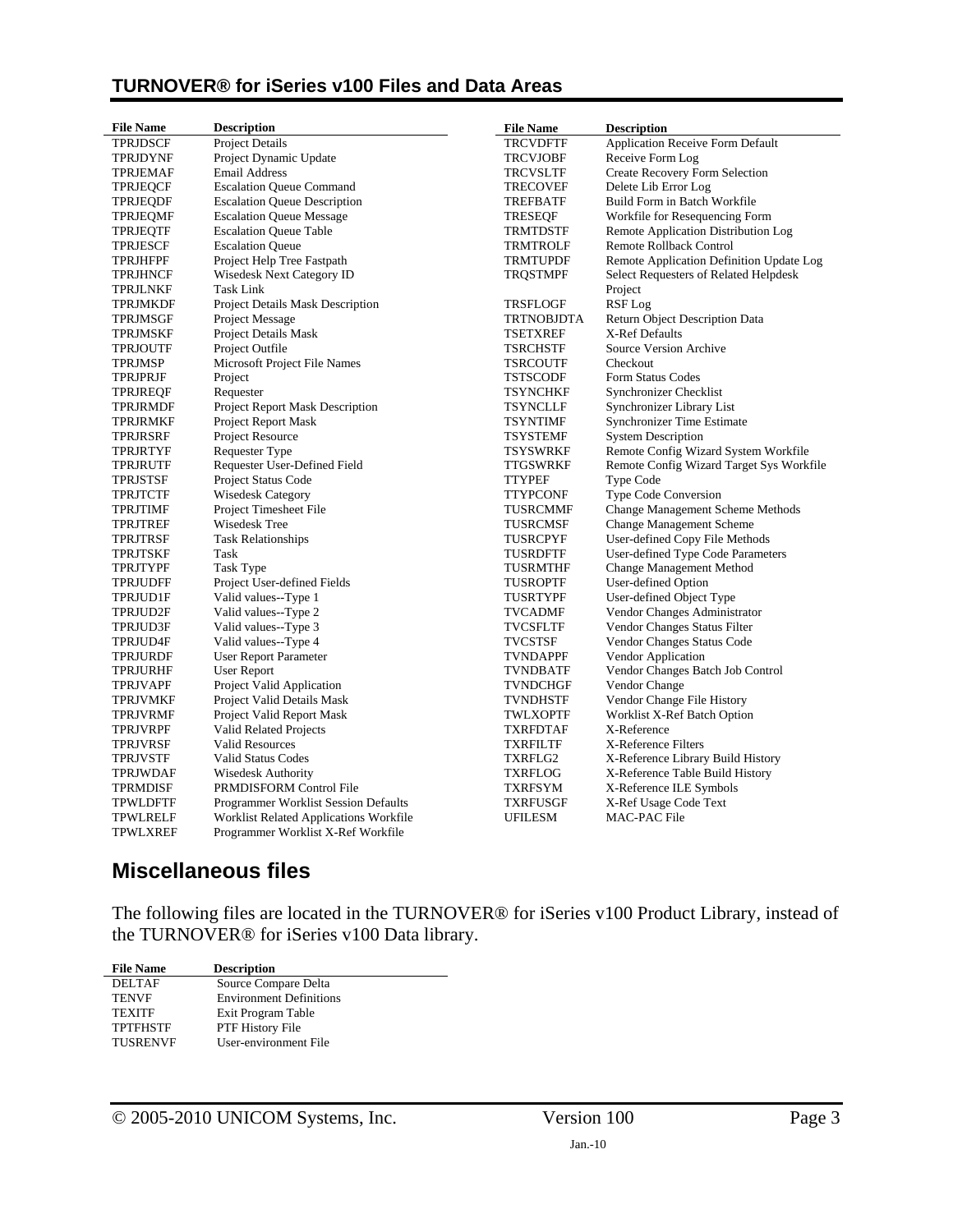## TURNOVER® for iSeries v100 Files and Data Areas

| File Name | Description |
|---|---|
| TPRJDSCF | Project Details |
| TPRJDYNF | Project Dynamic Update |
| TPRJEMAF | Email Address |
| TPRJEQCF | Escalation Queue Command |
| TPRJEQDF | Escalation Queue Description |
| TPRJEQMF | Escalation Queue Message |
| TPRJEQTF | Escalation Queue Table |
| TPRJESCF | Escalation Queue |
| TPRJHFPF | Project Help Tree Fastpath |
| TPRJHNCF | Wisedesk Next Category ID |
| TPRJLNKF | Task Link |
| TPRJMKDF | Project Details Mask Description |
| TPRJMSGF | Project Message |
| TPRJMSKF | Project Details Mask |
| TPRJOUTF | Project Outfile |
| TPRJMSP | Microsoft Project File Names |
| TPRJPRJF | Project |
| TPRJREQF | Requester |
| TPRJRMDF | Project Report Mask Description |
| TPRJRMKF | Project Report Mask |
| TPRJRSRF | Project Resource |
| TPRJRTYF | Requester Type |
| TPRJRUTF | Requester User-Defined Field |
| TPRJSTSF | Project Status Code |
| TPRJTCTF | Wisedesk Category |
| TPRJTIMF | Project Timesheet File |
| TPRJTREF | Wisedesk Tree |
| TPRJTRSF | Task Relationships |
| TPRJTSKF | Task |
| TPRJTYPF | Task Type |
| TPRJUDFF | Project User-defined Fields |
| TPRJUD1F | Valid values--Type 1 |
| TPRJUD2F | Valid values--Type 2 |
| TPRJUD3F | Valid values--Type 3 |
| TPRJUD4F | Valid values--Type 4 |
| TPRJURDF | User Report Parameter |
| TPRJURHF | User Report |
| TPRJVAPF | Project Valid Application |
| TPRJVMKF | Project Valid Details Mask |
| TPRJVRMF | Project Valid Report Mask |
| TPRJVRPF | Valid Related Projects |
| TPRJVRSF | Valid Resources |
| TPRJVSTF | Valid Status Codes |
| TPRJWDAF | Wisedesk Authority |
| TPRMDISF | PRMDISFORM Control File |
| TPWLDFTF | Programmer Worklist Session Defaults |
| TPWLRELF | Worklist Related Applications Workfile |
| TPWLXREF | Programmer Worklist X-Ref Workfile |
| TRCVDFTF | Application Receive Form Default |
| TRCVJOBF | Receive Form Log |
| TRCVSLTF | Create Recovery Form Selection |
| TRECOVEF | Delete Lib Error Log |
| TREFBATF | Build Form in Batch Workfile |
| TRESEQF | Workfile for Resequencing Form |
| TRMTDSTF | Remote Application Distribution Log |
| TRMTROLF | Remote Rollback Control |
| TRMTUPDF | Remote Application Definition Update Log |
| TRQSTMPF | Select Requesters of Related Helpdesk Project |
| TRSFLOGF | RSF Log |
| TRTNOBJDTA | Return Object Description Data |
| TSETXREF | X-Ref Defaults |
| TSRCHSTF | Source Version Archive |
| TSRCOUTF | Checkout |
| TSTSCODF | Form Status Codes |
| TSYNCHKF | Synchronizer Checklist |
| TSYNCLLF | Synchronizer Library List |
| TSYNTIMF | Synchronizer Time Estimate |
| TSYSTEMF | System Description |
| TSYSWRKF | Remote Config Wizard System Workfile |
| TTGSWRKF | Remote Config Wizard Target Sys Workfile |
| TTYPEF | Type Code |
| TTYPCONF | Type Code Conversion |
| TUSRCMMF | Change Management Scheme Methods |
| TUSRCMSF | Change Management Scheme |
| TUSRCPYF | User-defined Copy File Methods |
| TUSRDFTF | User-defined Type Code Parameters |
| TUSRMTHF | Change Management Method |
| TUSROPTF | User-defined Option |
| TUSRTYPF | User-defined Object Type |
| TVCADMF | Vendor Changes Administrator |
| TVCSFLTF | Vendor Changes Status Filter |
| TVCSTSF | Vendor Changes Status Code |
| TVNDAPPF | Vendor Application |
| TVNDBATF | Vendor Changes Batch Job Control |
| TVNDCHGF | Vendor Change |
| TVNDHSTF | Vendor Change File History |
| TWLXOPTF | Worklist X-Ref Batch Option |
| TXRFDTAF | X-Reference |
| TXRFILTF | X-Reference Filters |
| TXRFLG2 | X-Reference Library Build History |
| TXRFLOG | X-Reference Table Build History |
| TXRFSYM | X-Reference ILE Symbols |
| TXRFUSGF | X-Ref Usage Code Text |
| UFILESM | MAC-PAC File |

## Miscellaneous files

The following files are located in the TURNOVER® for iSeries v100 Product Library, instead of the TURNOVER® for iSeries v100 Data library.

| File Name | Description |
|---|---|
| DELTAF | Source Compare Delta |
| TENVF | Environment Definitions |
| TEXITF | Exit Program Table |
| TPTFHSTF | PTF History File |
| TUSRENVF | User-environment File |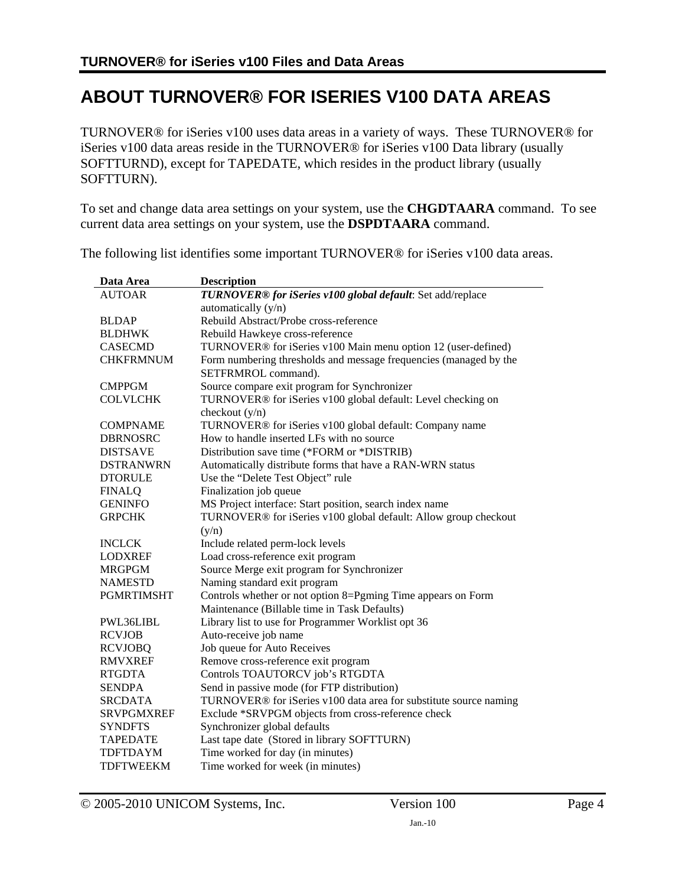# ABOUT TURNOVER® FOR ISERIES V100 DATA AREAS

TURNOVER® for iSeries v100 uses data areas in a variety of ways. These TURNOVER® for iSeries v100 data areas reside in the TURNOVER® for iSeries v100 Data library (usually SOFTTURND), except for TAPEDATE, which resides in the product library (usually SOFTTURN).

To set and change data area settings on your system, use the **CHGDTAARA** command. To see current data area settings on your system, use the **DSPDTAARA** command.

The following list identifies some important TURNOVER® for iSeries v100 data areas.

| Data Area | Description |
|---|---|
| AUTOAR | ***TURNOVER® for iSeries v100 global default***: Set add/replace automatically (y/n) |
| BLDAP | Rebuild Abstract/Probe cross-reference |
| BLDHWK | Rebuild Hawkeye cross-reference |
| CASECMD | TURNOVER® for iSeries v100 Main menu option 12 (user-defined) |
| CHKFRMNUM | Form numbering thresholds and message frequencies (managed by the SETFRMROL command). |
| CMPPGM | Source compare exit program for Synchronizer |
| COLVLCHK | TURNOVER® for iSeries v100 global default: Level checking on checkout (y/n) |
| COMPNAME | TURNOVER® for iSeries v100 global default: Company name |
| DBRNOSRC | How to handle inserted LFs with no source |
| DISTSAVE | Distribution save time (*FORM or *DISTRIB) |
| DSTRANWRN | Automatically distribute forms that have a RAN-WRN status |
| DTORULE | Use the "Delete Test Object" rule |
| FINALQ | Finalization job queue |
| GENINFO | MS Project interface: Start position, search index name |
| GRPCHK | TURNOVER® for iSeries v100 global default: Allow group checkout (y/n) |
| INCLCK | Include related perm-lock levels |
| LODXREF | Load cross-reference exit program |
| MRGPGM | Source Merge exit program for Synchronizer |
| NAMESTD | Naming standard exit program |
| PGMRTIMSHT | Controls whether or not option 8=Pgming Time appears on Form Maintenance (Billable time in Task Defaults) |
| PWL36LIBL | Library list to use for Programmer Worklist opt 36 |
| RCVJOB | Auto-receive job name |
| RCVJOBQ | Job queue for Auto Receives |
| RMVXREF | Remove cross-reference exit program |
| RTGDTA | Controls TOAUTORCV job's RTGDTA |
| SENDPA | Send in passive mode (for FTP distribution) |
| SRCDATA | TURNOVER® for iSeries v100 data area for substitute source naming |
| SRVPGMXREF | Exclude *SRVPGM objects from cross-reference check |
| SYNDFTS | Synchronizer global defaults |
| TAPEDATE | Last tape date (Stored in library SOFTTURN) |
| TDFTDAYM | Time worked for day (in minutes) |
| TDFTWEEKM | Time worked for week (in minutes) |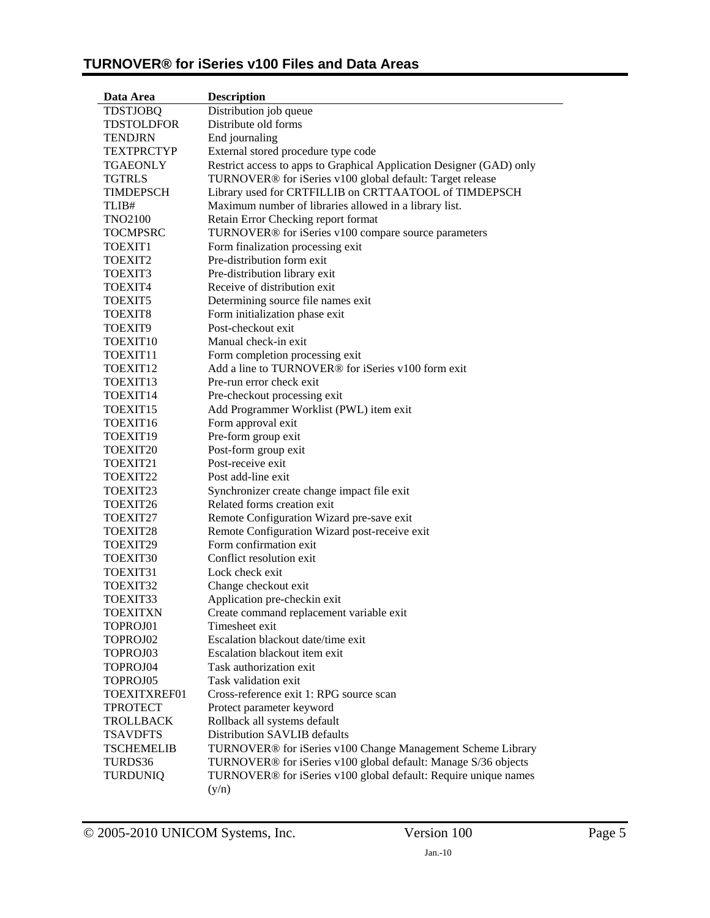| Data Area | Description |
|---|---|
| TDSTJOBQ | Distribution job queue |
| TDSTOLDFOR | Distribute old forms |
| TENDJRN | End journaling |
| TEXTPRCTYP | External stored procedure type code |
| TGAEONLY | Restrict access to apps to Graphical Application Designer (GAD) only |
| TGTRLS | TURNOVER® for iSeries v100 global default: Target release |
| TIMDEPSCH | Library used for CRTFILLIB on CRTTAATOOL of TIMDEPSCH |
| TLIB# | Maximum number of libraries allowed in a library list. |
| TNO2100 | Retain Error Checking report format |
| TOCMPSRC | TURNOVER® for iSeries v100 compare source parameters |
| TOEXIT1 | Form finalization processing exit |
| TOEXIT2 | Pre-distribution form exit |
| TOEXIT3 | Pre-distribution library exit |
| TOEXIT4 | Receive of distribution exit |
| TOEXIT5 | Determining source file names exit |
| TOEXIT8 | Form initialization phase exit |
| TOEXIT9 | Post-checkout exit |
| TOEXIT10 | Manual check-in exit |
| TOEXIT11 | Form completion processing exit |
| TOEXIT12 | Add a line to TURNOVER® for iSeries v100 form exit |
| TOEXIT13 | Pre-run error check exit |
| TOEXIT14 | Pre-checkout processing exit |
| TOEXIT15 | Add Programmer Worklist (PWL) item exit |
| TOEXIT16 | Form approval exit |
| TOEXIT19 | Pre-form group exit |
| TOEXIT20 | Post-form group exit |
| TOEXIT21 | Post-receive exit |
| TOEXIT22 | Post add-line exit |
| TOEXIT23 | Synchronizer create change impact file exit |
| TOEXIT26 | Related forms creation exit |
| TOEXIT27 | Remote Configuration Wizard pre-save exit |
| TOEXIT28 | Remote Configuration Wizard post-receive exit |
| TOEXIT29 | Form confirmation exit |
| TOEXIT30 | Conflict resolution exit |
| TOEXIT31 | Lock check exit |
| TOEXIT32 | Change checkout exit |
| TOEXIT33 | Application pre-checkin exit |
| TOEXITXN | Create command replacement variable exit |
| TOPROJ01 | Timesheet exit |
| TOPROJ02 | Escalation blackout date/time exit |
| TOPROJ03 | Escalation blackout item exit |
| TOPROJ04 | Task authorization exit |
| TOPROJ05 | Task validation exit |
| TOEXITXREF01 | Cross-reference exit 1: RPG source scan |
| TPROTECT | Protect parameter keyword |
| TROLLBACK | Rollback all systems default |
| TSAVDFTS | Distribution SAVLIB defaults |
| TSCHEMELIB | TURNOVER® for iSeries v100 Change Management Scheme Library |
| TURDS36 | TURNOVER® for iSeries v100 global default: Manage S/36 objects |
| TURDUNIQ | TURNOVER® for iSeries v100 global default: Require unique names (y/n) |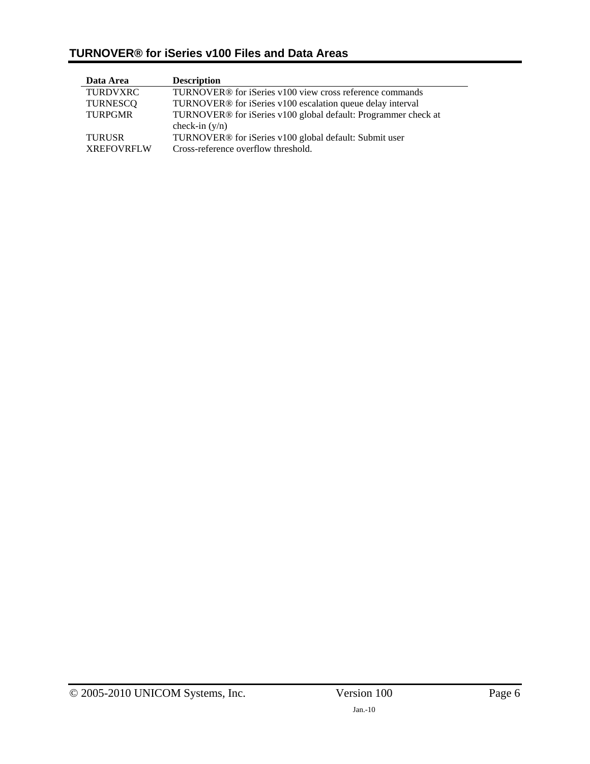| Data Area | Description |
|---|---|
| TURDVXRC | TURNOVER® for iSeries v100 view cross reference commands |
| TURNESCQ | TURNOVER® for iSeries v100 escalation queue delay interval |
| TURPGMR | TURNOVER® for iSeries v100 global default: Programmer check at check-in (y/n) |
| TURUSR | TURNOVER® for iSeries v100 global default: Submit user |
| XREFOVRFLW | Cross-reference overflow threshold. |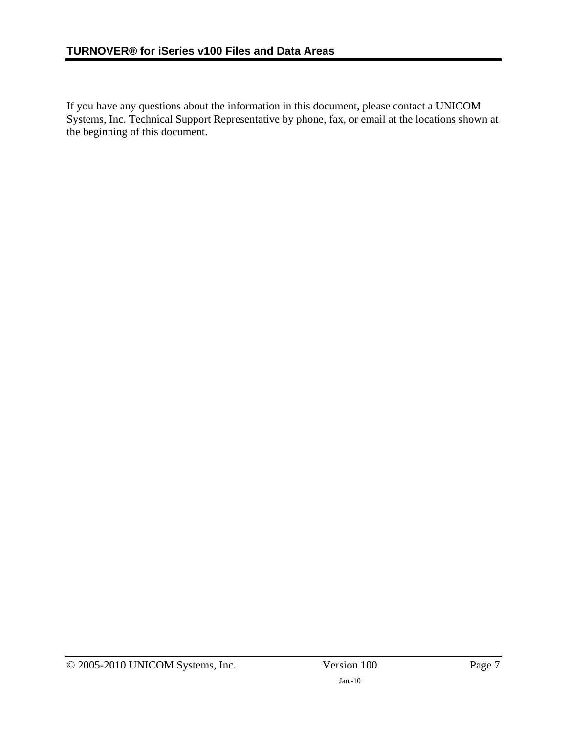If you have any questions about the information in this document, please contact a UNICOM Systems, Inc. Technical Support Representative by phone, fax, or email at the locations shown at the beginning of this document.